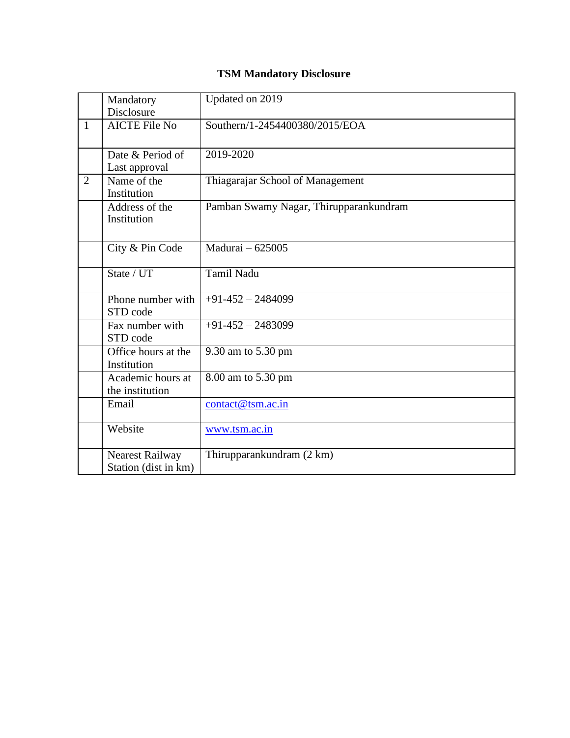# TSM Mandatory Disclosure

| | Mandatory Disclosure | Updated on 2019 |
|---|---|---|
| 1 | AICTE File No | Southern/1-2454400380/2015/EOA |
| | Date & Period of Last approval | 2019-2020 |
| 2 | Name of the Institution | Thiagarajar School of Management |
| | Address of the Institution | Pamban Swamy Nagar, Thirupparankundram |
| | City & Pin Code | Madurai – 625005 |
| | State / UT | Tamil Nadu |
| | Phone number with STD code | +91-452 – 2484099 |
| | Fax number with STD code | +91-452 – 2483099 |
| | Office hours at the Institution | 9.30 am to 5.30 pm |
| | Academic hours at the institution | 8.00 am to 5.30 pm |
| | Email | contact@tsm.ac.in |
| | Website | www.tsm.ac.in |
| | Nearest Railway Station (dist in km) | Thirupparankundram (2 km) |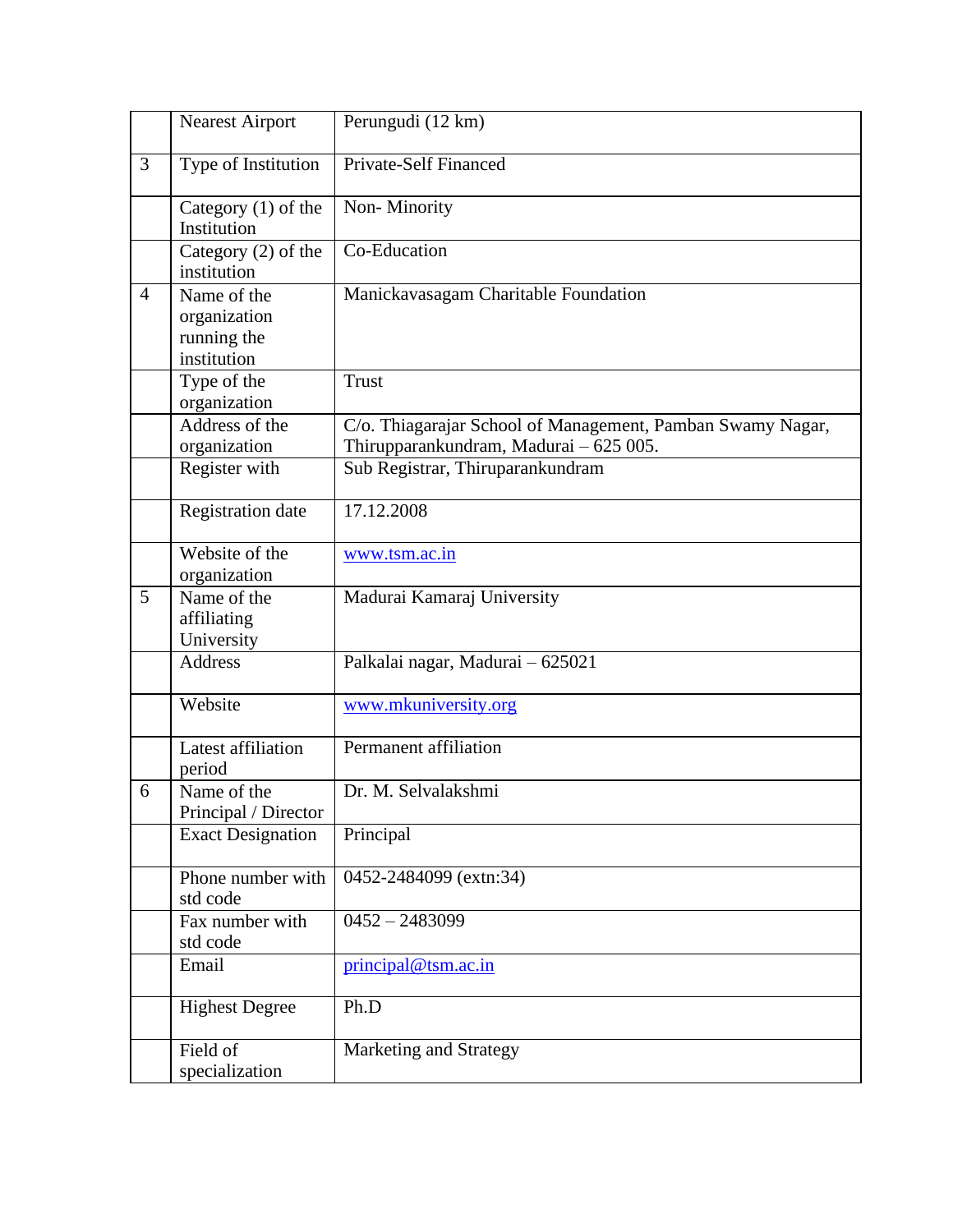| | | |
|---|---|---|
| | Nearest Airport | Perungudi (12 km) |
| 3 | Type of Institution | Private-Self Financed |
| | Category (1) of the Institution | Non- Minority |
| | Category (2) of the institution | Co-Education |
| 4 | Name of the organization running the institution | Manickavasagam Charitable Foundation |
| | Type of the organization | Trust |
| | Address of the organization | C/o. Thiagarajar School of Management, Pamban Swamy Nagar, Thirupparankundram, Madurai – 625 005. |
| | Register with | Sub Registrar, Thiruparankundram |
| | Registration date | 17.12.2008 |
| | Website of the organization | www.tsm.ac.in |
| 5 | Name of the affiliating University | Madurai Kamaraj University |
| | Address | Palkalai nagar, Madurai – 625021 |
| | Website | www.mkuniversity.org |
| | Latest affiliation period | Permanent affiliation |
| 6 | Name of the Principal / Director | Dr. M. Selvalakshmi |
| | Exact Designation | Principal |
| | Phone number with std code | 0452-2484099 (extn:34) |
| | Fax number with std code | 0452 – 2483099 |
| | Email | principal@tsm.ac.in |
| | Highest Degree | Ph.D |
| | Field of specialization | Marketing and Strategy |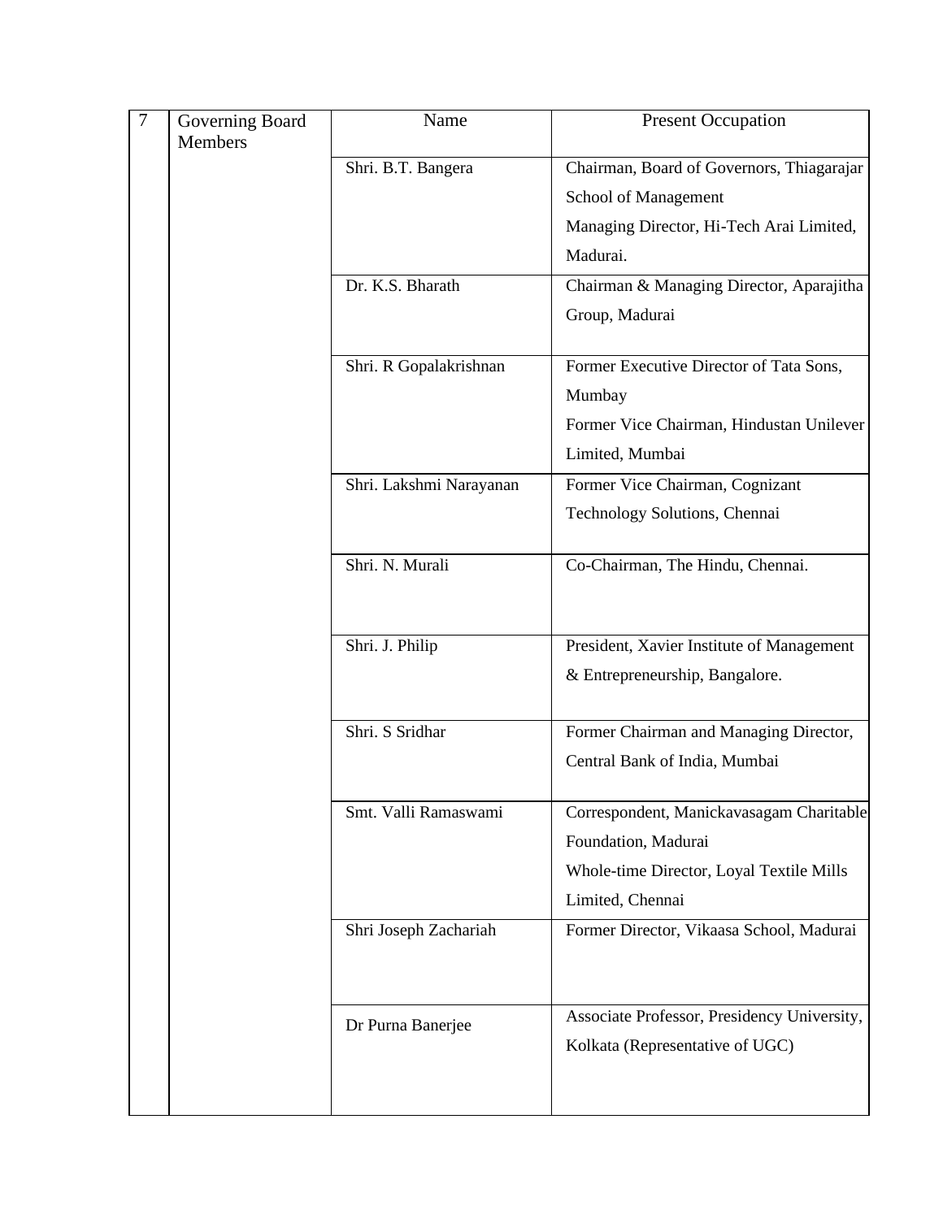| 7 | Governing Board Members | Name | Present Occupation |
|---|---|---|---|
| | | Shri. B.T. Bangera | Chairman, Board of Governors, Thiagarajar School of Management<br>Managing Director, Hi-Tech Arai Limited, Madurai. |
| | | Dr. K.S. Bharath | Chairman & Managing Director, Aparajitha Group, Madurai |
| | | Shri. R Gopalakrishnan | Former Executive Director of Tata Sons, Mumbay<br>Former Vice Chairman, Hindustan Unilever Limited, Mumbai |
| | | Shri. Lakshmi Narayanan | Former Vice Chairman, Cognizant Technology Solutions, Chennai |
| | | Shri. N. Murali | Co-Chairman, The Hindu, Chennai. |
| | | Shri. J. Philip | President, Xavier Institute of Management & Entrepreneurship, Bangalore. |
| | | Shri. S Sridhar | Former Chairman and Managing Director, Central Bank of India, Mumbai |
| | | Smt. Valli Ramaswami | Correspondent, Manickavasagam Charitable Foundation, Madurai<br>Whole-time Director, Loyal Textile Mills Limited, Chennai |
| | | Shri Joseph Zachariah | Former Director, Vikaasa School, Madurai |
| | | Dr Purna Banerjee | Associate Professor, Presidency University, Kolkata (Representative of UGC) |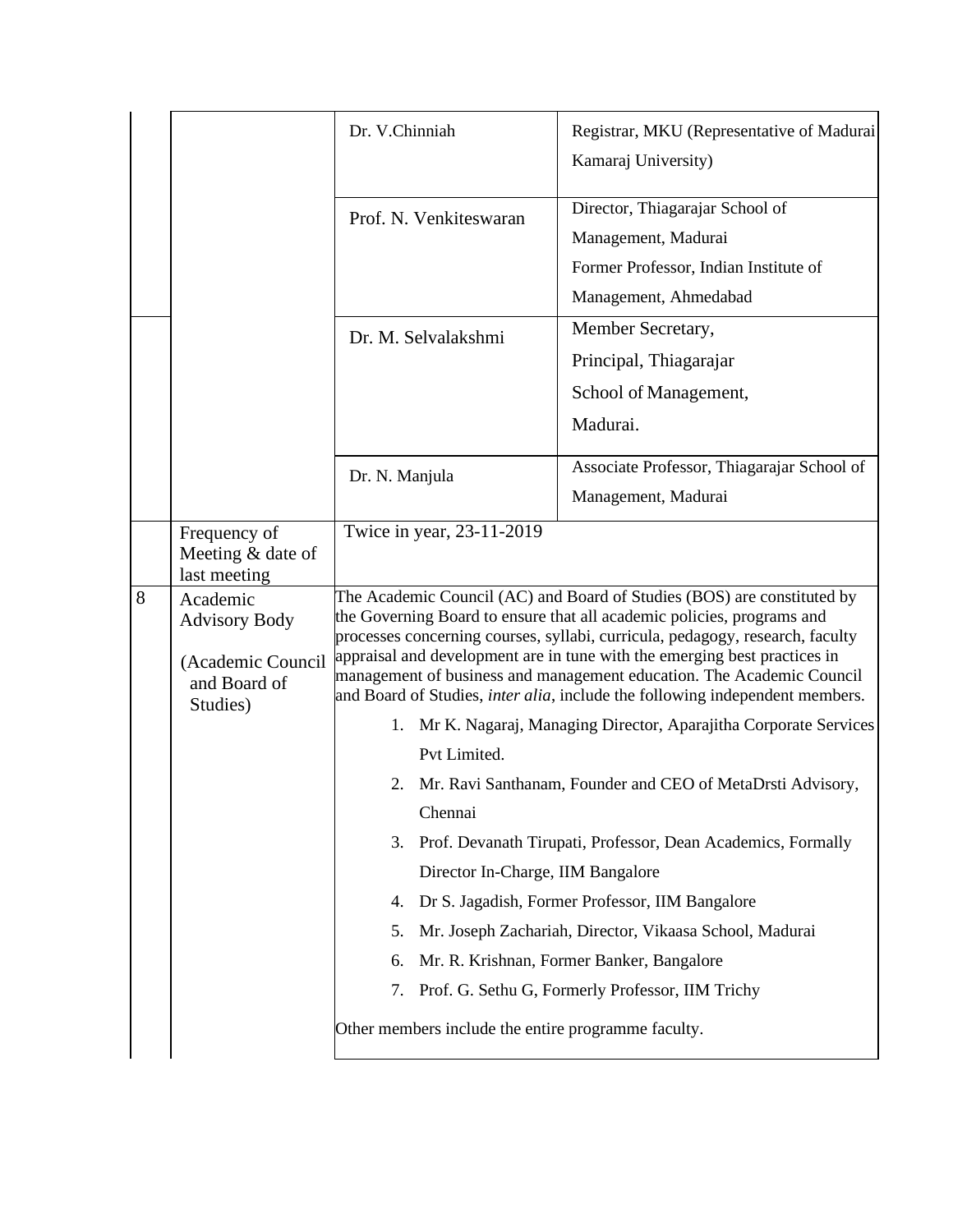| | | | |
|---|---|---|---|
| | | Dr. V.Chinniah | Registrar, MKU (Representative of Madurai Kamaraj University) |
| | | Prof. N. Venkiteswaran | Director, Thiagarajar School of Management, Madurai<br>Former Professor, Indian Institute of Management, Ahmedabad |
| | | Dr. M. Selvalakshmi | Member Secretary,<br>Principal, Thiagarajar School of Management,<br>Madurai. |
| | | Dr. N. Manjula | Associate Professor, Thiagarajar School of Management, Madurai |
| | Frequency of Meeting & date of last meeting | Twice in year, 23-11-2019 | |
| 8 | Academic Advisory Body<br><br>(Academic Council and Board of Studies) | The Academic Council (AC) and Board of Studies (BOS) are constituted by the Governing Board to ensure that all academic policies, programs and processes concerning courses, syllabi, curricula, pedagogy, research, faculty appraisal and development are in tune with the emerging best practices in management of business and management education. The Academic Council and Board of Studies, *inter alia*, include the following independent members.<br>1. Mr K. Nagaraj, Managing Director, Aparajitha Corporate Services Pvt Limited.<br>2. Mr. Ravi Santhanam, Founder and CEO of MetaDrsti Advisory, Chennai<br>3. Prof. Devanath Tirupati, Professor, Dean Academics, Formally Director In-Charge, IIM Bangalore<br>4. Dr S. Jagadish, Former Professor, IIM Bangalore<br>5. Mr. Joseph Zachariah, Director, Vikaasa School, Madurai<br>6. Mr. R. Krishnan, Former Banker, Bangalore<br>7. Prof. G. Sethu G, Formerly Professor, IIM Trichy<br><br>Other members include the entire programme faculty. | |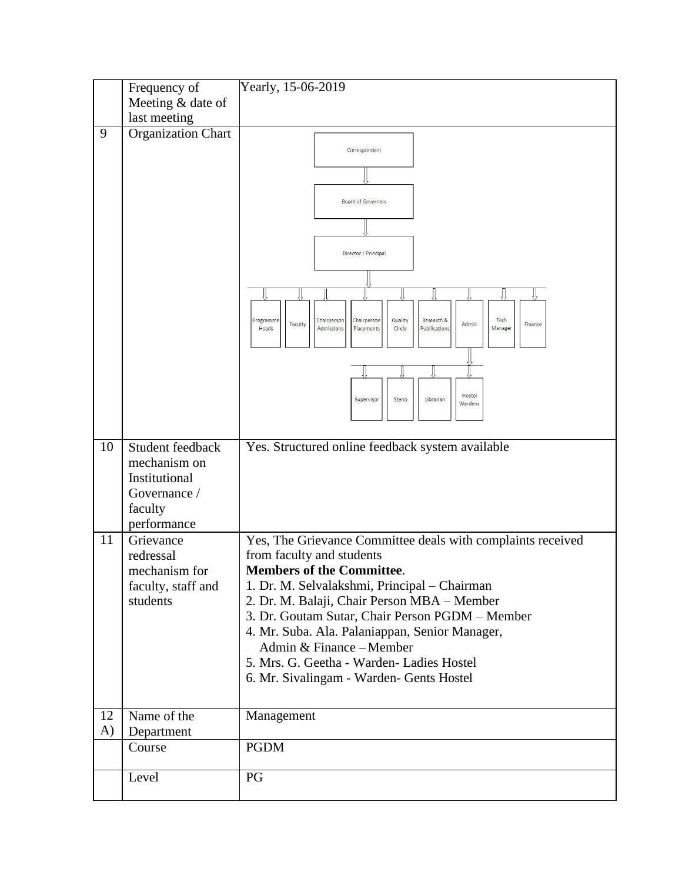|  | Frequency of Meeting & date of last meeting | Yearly, 15-06-2019 |
|---|---|---|
| 9 | Organization Chart | Correspondent → Board of Governers → Director / Principal → Programme Heads, Faculty, Chairperson Admissions, Chairperson Placements, Quality Circle, Research & Publications, Admin, Tech Manager, Finance; Admin → Supervisor, Steno, Librarian, Hostel Wardens |
| 10 | Student feedback mechanism on Institutional Governance / faculty performance | Yes. Structured online feedback system available |
| 11 | Grievance redressal mechanism for faculty, staff and students | Yes, The Grievance Committee deals with complaints received from faculty and students<br>**Members of the Committee**.<br>1. Dr. M. Selvalakshmi, Principal – Chairman<br>2. Dr. M. Balaji, Chair Person MBA – Member<br>3. Dr. Goutam Sutar, Chair Person PGDM – Member<br>4. Mr. Suba. Ala. Palaniappan, Senior Manager, Admin & Finance – Member<br>5. Mrs. G. Geetha - Warden- Ladies Hostel<br>6. Mr. Sivalingam - Warden- Gents Hostel |
| 12 A) | Name of the Department | Management |
|  | Course | PGDM |
|  | Level | PG |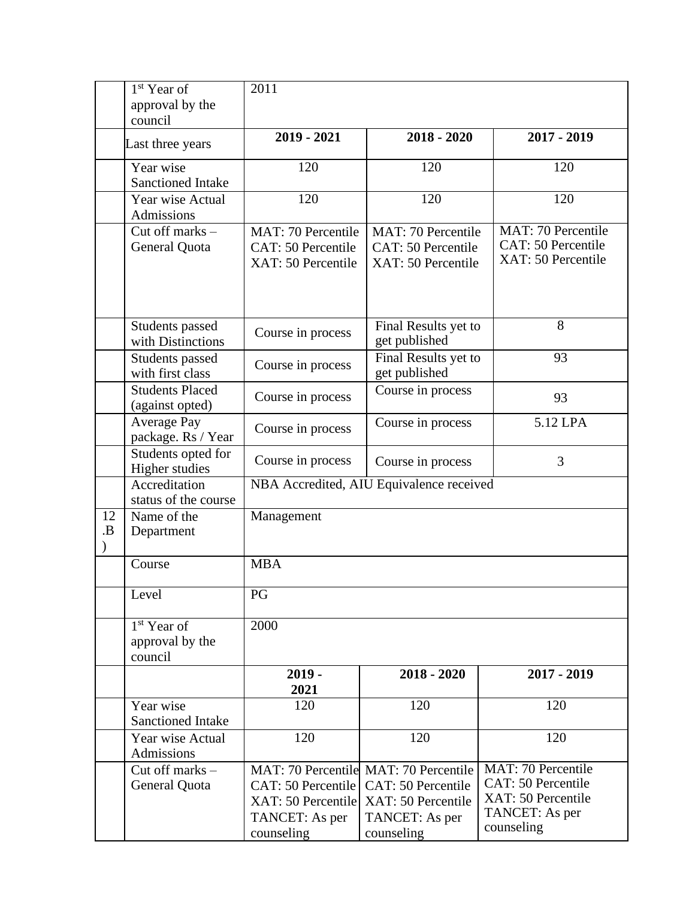|  |  |  |  |  |
|---|---|---|---|---|
|  | 1st Year of approval by the council | 2011 |  |  |
|  | Last three years | **2019 - 2021** | **2018 - 2020** | **2017 - 2019** |
|  | Year wise Sanctioned Intake | 120 | 120 | 120 |
|  | Year wise Actual Admissions | 120 | 120 | 120 |
|  | Cut off marks – General Quota | MAT: 70 Percentile<br>CAT: 50 Percentile<br>XAT: 50 Percentile | MAT: 70 Percentile<br>CAT: 50 Percentile<br>XAT: 50 Percentile | MAT: 70 Percentile<br>CAT: 50 Percentile<br>XAT: 50 Percentile |
|  | Students passed with Distinctions | Course in process | Final Results yet to get published | 8 |
|  | Students passed with first class | Course in process | Final Results yet to get published | 93 |
|  | Students Placed (against opted) | Course in process | Course in process | 93 |
|  | Average Pay package. Rs / Year | Course in process | Course in process | 5.12 LPA |
|  | Students opted for Higher studies | Course in process | Course in process | 3 |
|  | Accreditation status of the course | NBA Accredited, AIU Equivalence received |  |  |
| 12.B) | Name of the Department | Management |  |  |
|  | Course | MBA |  |  |
|  | Level | PG |  |  |
|  | 1st Year of approval by the council | 2000 |  |  |
|  |  | **2019 - 2021** | **2018 - 2020** | **2017 - 2019** |
|  | Year wise Sanctioned Intake | 120 | 120 | 120 |
|  | Year wise Actual Admissions | 120 | 120 | 120 |
|  | Cut off marks – General Quota | MAT: 70 Percentile<br>CAT: 50 Percentile<br>XAT: 50 Percentile<br>TANCET: As per counseling | MAT: 70 Percentile<br>CAT: 50 Percentile<br>XAT: 50 Percentile<br>TANCET: As per counseling | MAT: 70 Percentile<br>CAT: 50 Percentile<br>XAT: 50 Percentile<br>TANCET: As per counseling |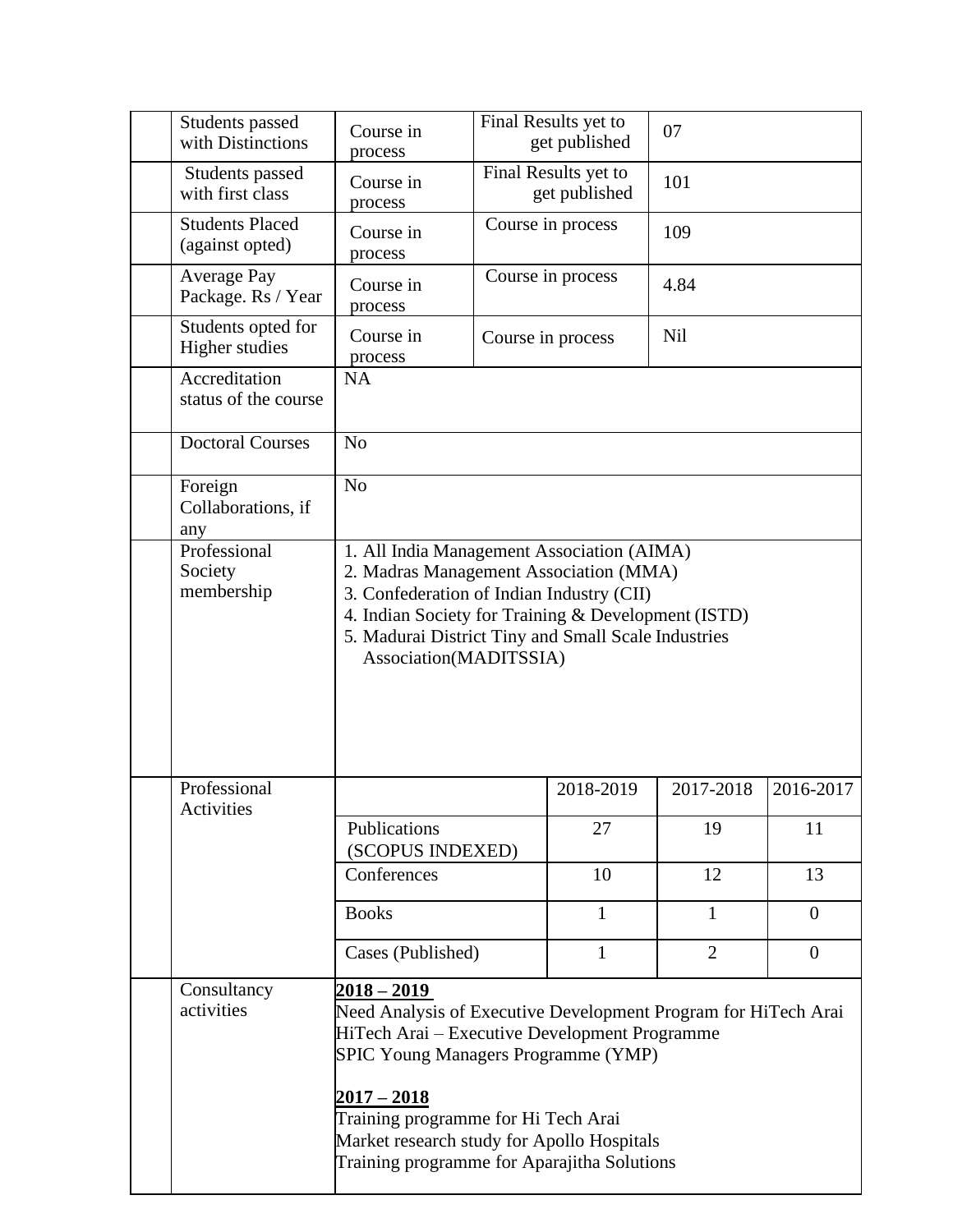| | | | | |
|---|---|---|---|---|
| | Students passed with Distinctions | Course in process | Final Results yet to get published | 07 |
| | Students passed with first class | Course in process | Final Results yet to get published | 101 |
| | Students Placed (against opted) | Course in process | Course in process | 109 |
| | Average Pay Package. Rs / Year | Course in process | Course in process | 4.84 |
| | Students opted for Higher studies | Course in process | Course in process | Nil |
| | Accreditation status of the course | NA | | |
| | Doctoral Courses | No | | |
| | Foreign Collaborations, if any | No | | |
| | Professional Society membership | 1. All India Management Association (AIMA)<br>2. Madras Management Association (MMA)<br>3. Confederation of Indian Industry (CII)<br>4. Indian Society for Training & Development (ISTD)<br>5. Madurai District Tiny and Small Scale Industries Association(MADITSSIA) | | |

| | Professional Activities | | 2018-2019 | 2017-2018 | 2016-2017 |
|---|---|---|---|---|---|
| | | Publications (SCOPUS INDEXED) | 27 | 19 | 11 |
| | | Conferences | 10 | 12 | 13 |
| | | Books | 1 | 1 | 0 |
| | | Cases (Published) | 1 | 2 | 0 |

| | | |
|---|---|---|
| | Consultancy activities | **2018 – 2019**<br>Need Analysis of Executive Development Program for HiTech Arai<br>HiTech Arai – Executive Development Programme<br>SPIC Young Managers Programme (YMP)<br><br>**2017 – 2018**<br>Training programme for Hi Tech Arai<br>Market research study for Apollo Hospitals<br>Training programme for Aparajitha Solutions |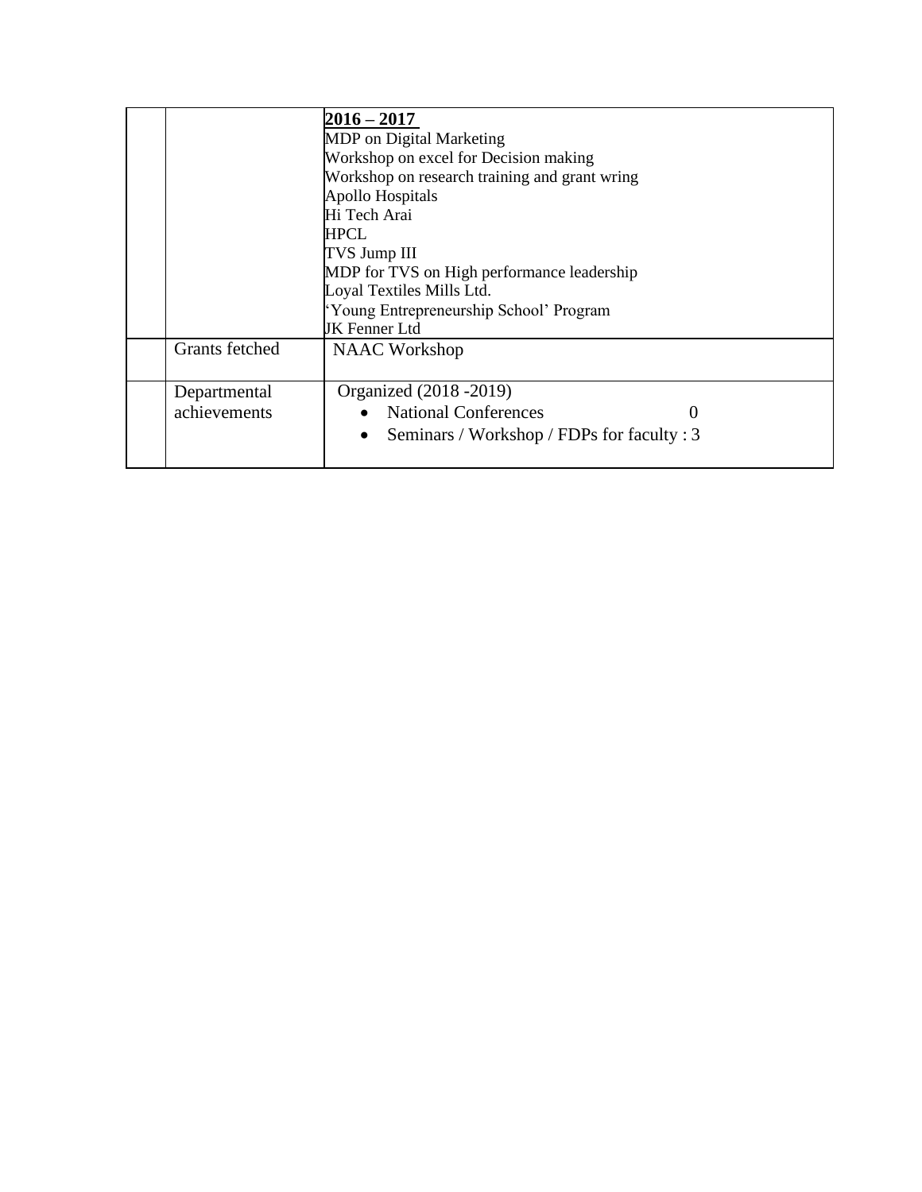|  |  |  |
|---|---|---|
|  |  | **2016 – 2017**<br>MDP on Digital Marketing<br>Workshop on excel for Decision making<br>Workshop on research training and grant wring<br>Apollo Hospitals<br>Hi Tech Arai<br>HPCL<br>TVS Jump III<br>MDP for TVS on High performance leadership<br>Loyal Textiles Mills Ltd.<br>'Young Entrepreneurship School' Program<br>JK Fenner Ltd |
|  | Grants fetched | NAAC Workshop |
|  | Departmental achievements | Organized (2018 -2019)<br>• National Conferences 0<br>• Seminars / Workshop / FDPs for faculty : 3 |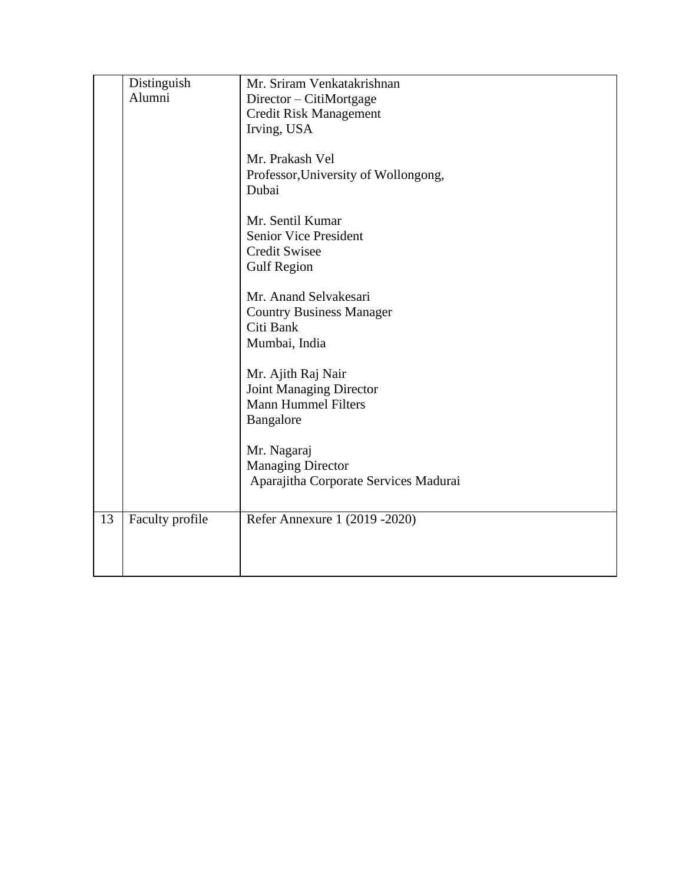| | | |
|---|---|---|
| | Distinguish Alumni | Mr. Sriram Venkatakrishnan<br>Director – CitiMortgage<br>Credit Risk Management<br>Irving, USA<br><br>Mr. Prakash Vel<br>Professor,University of Wollongong,<br>Dubai<br><br>Mr. Sentil Kumar<br>Senior Vice President<br>Credit Swisee<br>Gulf Region<br><br>Mr. Anand Selvakesari<br>Country Business Manager<br>Citi Bank<br>Mumbai, India<br><br>Mr. Ajith Raj Nair<br>Joint Managing Director<br>Mann Hummel Filters<br>Bangalore<br><br>Mr. Nagaraj<br>Managing Director<br>Aparajitha Corporate Services Madurai |
| 13 | Faculty profile | Refer Annexure 1 (2019 -2020) |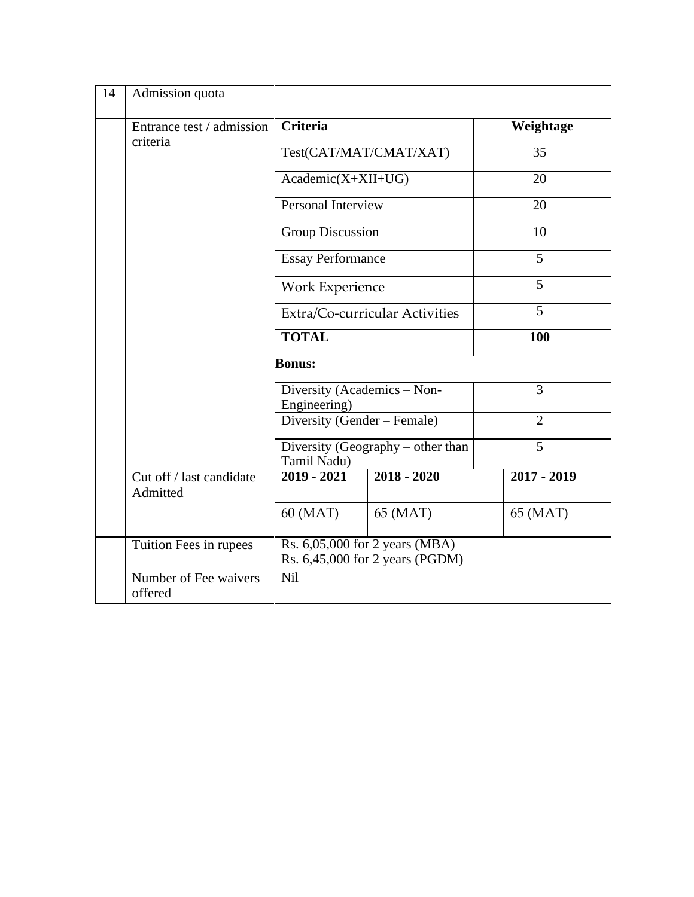| 14 | Admission quota | | | |
|---|---|---|---|---|
| | Entrance test / admission criteria | **Criteria** | | **Weightage** |
| | | Test(CAT/MAT/CMAT/XAT) | | 35 |
| | | Academic(X+XII+UG) | | 20 |
| | | Personal Interview | | 20 |
| | | Group Discussion | | 10 |
| | | Essay Performance | | 5 |
| | | Work Experience | | 5 |
| | | Extra/Co-curricular Activities | | 5 |
| | | **TOTAL** | | **100** |
| | | **Bonus:** | | |
| | | Diversity (Academics – Non-Engineering) | | 3 |
| | | Diversity (Gender – Female) | | 2 |
| | | Diversity (Geography – other than Tamil Nadu) | | 5 |
| | Cut off / last candidate Admitted | **2019 - 2021** | **2018 - 2020** | **2017 - 2019** |
| | | 60 (MAT) | 65 (MAT) | 65 (MAT) |
| | Tuition Fees in rupees | Rs. 6,05,000 for 2 years (MBA)<br>Rs. 6,45,000 for 2 years (PGDM) | | |
| | Number of Fee waivers offered | Nil | | |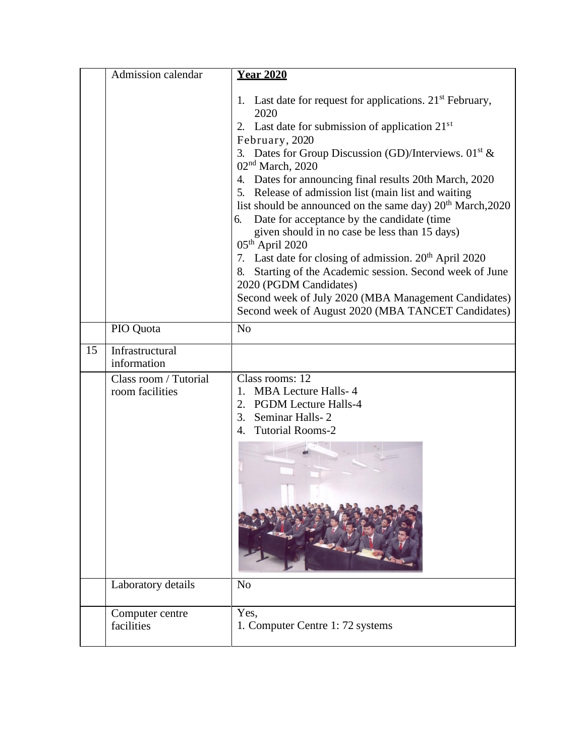|  |  |  |
|---|---|---|
|  | Admission calendar | **Year 2020**<br><br>1. Last date for request for applications. 21st February, 2020<br>2. Last date for submission of application 21st February, 2020<br>3. Dates for Group Discussion (GD)/Interviews. 01st & 02nd March, 2020<br>4. Dates for announcing final results 20th March, 2020<br>5. Release of admission list (main list and waiting list should be announced on the same day) 20th March,2020<br>6. Date for acceptance by the candidate (time given should in no case be less than 15 days) 05th April 2020<br>7. Last date for closing of admission. 20th April 2020<br>8. Starting of the Academic session. Second week of June 2020 (PGDM Candidates)<br>Second week of July 2020 (MBA Management Candidates)<br>Second week of August 2020 (MBA TANCET Candidates) |
|  | PIO Quota | No |
| 15 | Infrastructural information |  |
|  | Class room / Tutorial room facilities | Class rooms: 12<br>1. MBA Lecture Halls- 4<br>2. PGDM Lecture Halls-4<br>3. Seminar Halls- 2<br>4. Tutorial Rooms-2 |
|  | Laboratory details | No |
|  | Computer centre facilities | Yes,<br>1. Computer Centre 1: 72 systems |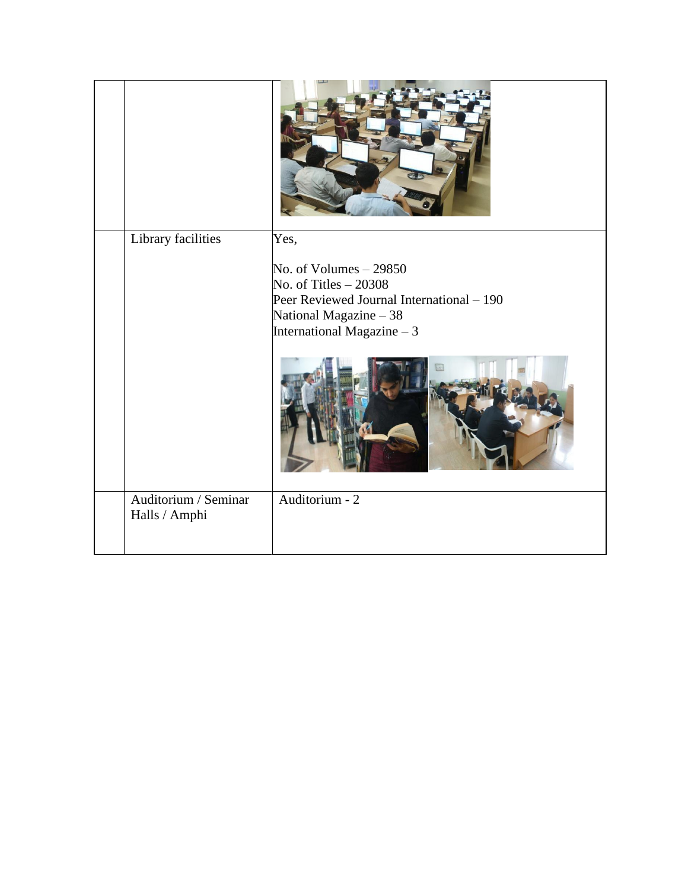| | | |
|---|---|---|
| | | |
| | Library facilities | Yes,<br><br>No. of Volumes – 29850<br>No. of Titles – 20308<br>Peer Reviewed Journal International – 190<br>National Magazine – 38<br>International Magazine – 3 |
| | Auditorium / Seminar Halls / Amphi | Auditorium - 2 |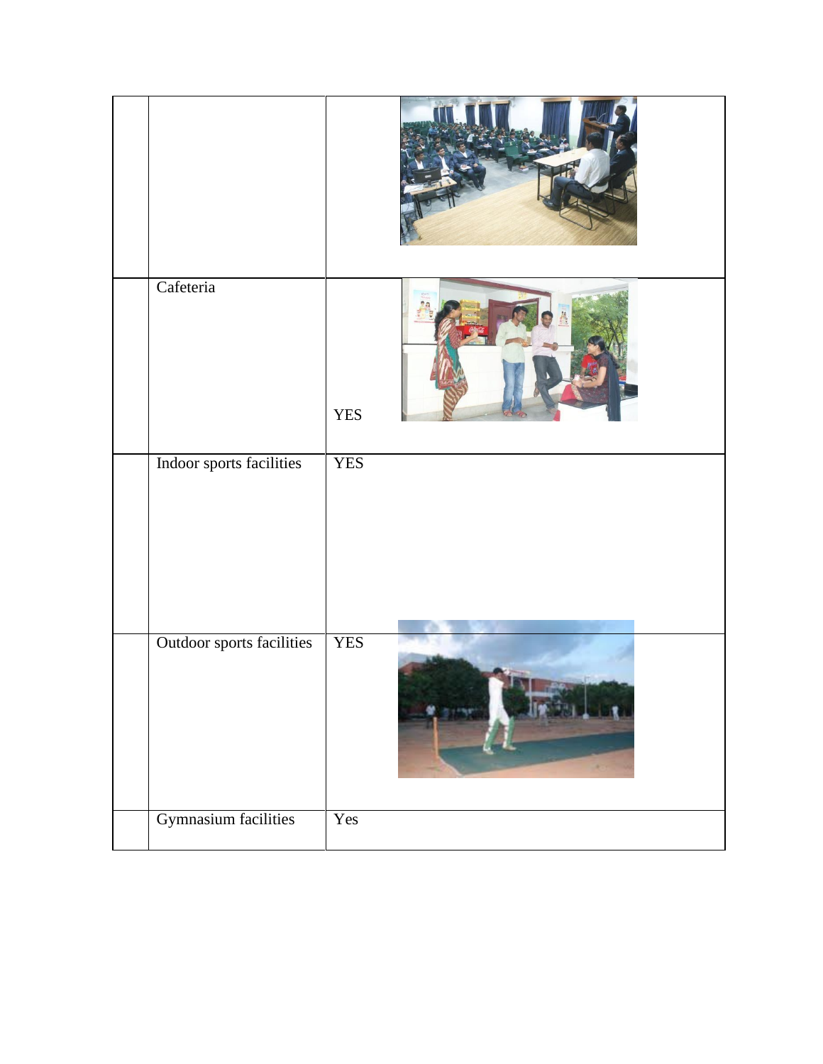| | | |
|---|---|---|
| | | |
| | Cafeteria | YES |
| | Indoor sports facilities | YES |
| | Outdoor sports facilities | YES |
| | Gymnasium facilities | Yes |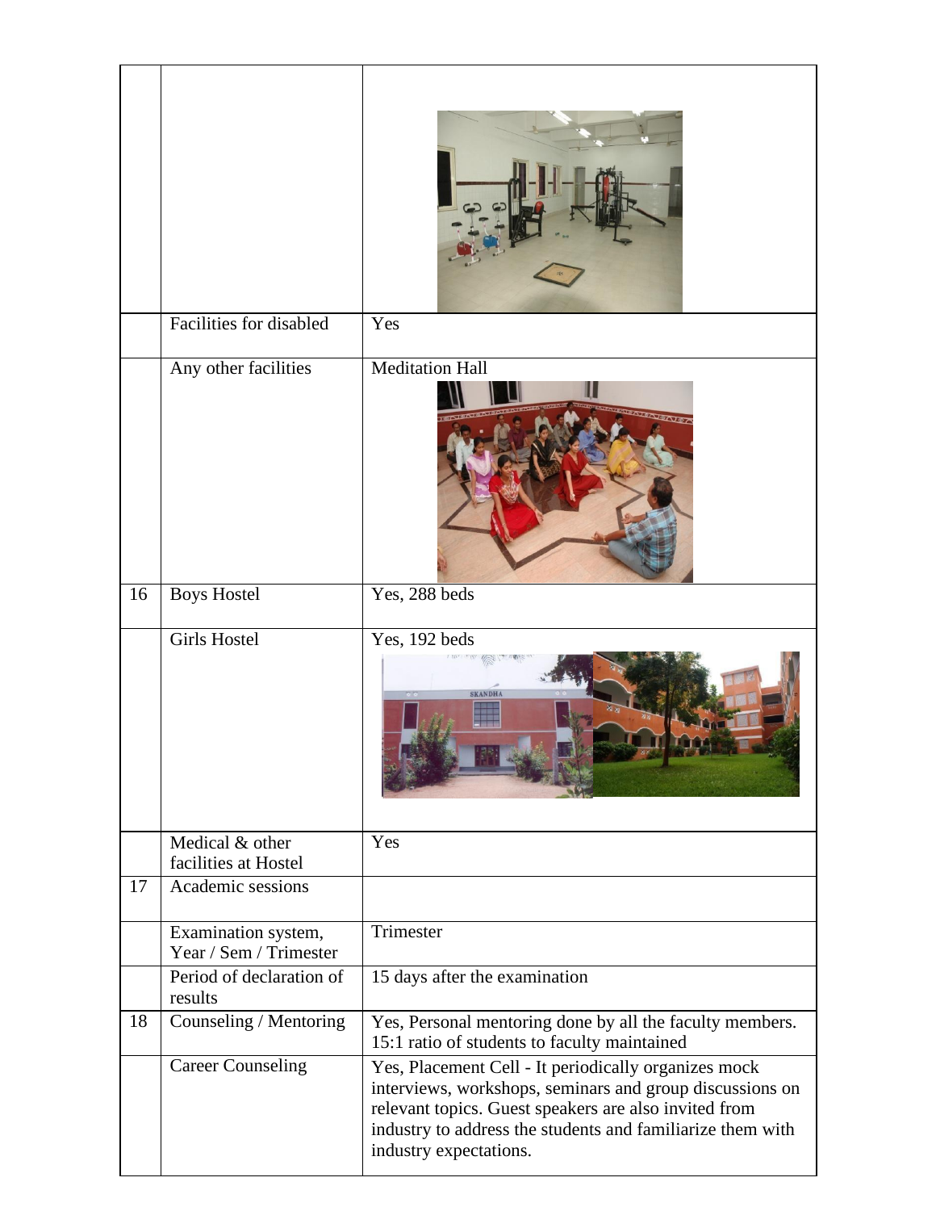| | | |
|---|---|---|
| | | |
| | Facilities for disabled | Yes |
| | Any other facilities | Meditation Hall |
| 16 | Boys Hostel | Yes, 288 beds |
| | Girls Hostel | Yes, 192 beds |
| | Medical & other facilities at Hostel | Yes |
| 17 | Academic sessions | |
| | Examination system, Year / Sem / Trimester | Trimester |
| | Period of declaration of results | 15 days after the examination |
| 18 | Counseling / Mentoring | Yes, Personal mentoring done by all the faculty members. 15:1 ratio of students to faculty maintained |
| | Career Counseling | Yes, Placement Cell - It periodically organizes mock interviews, workshops, seminars and group discussions on relevant topics. Guest speakers are also invited from industry to address the students and familiarize them with industry expectations. |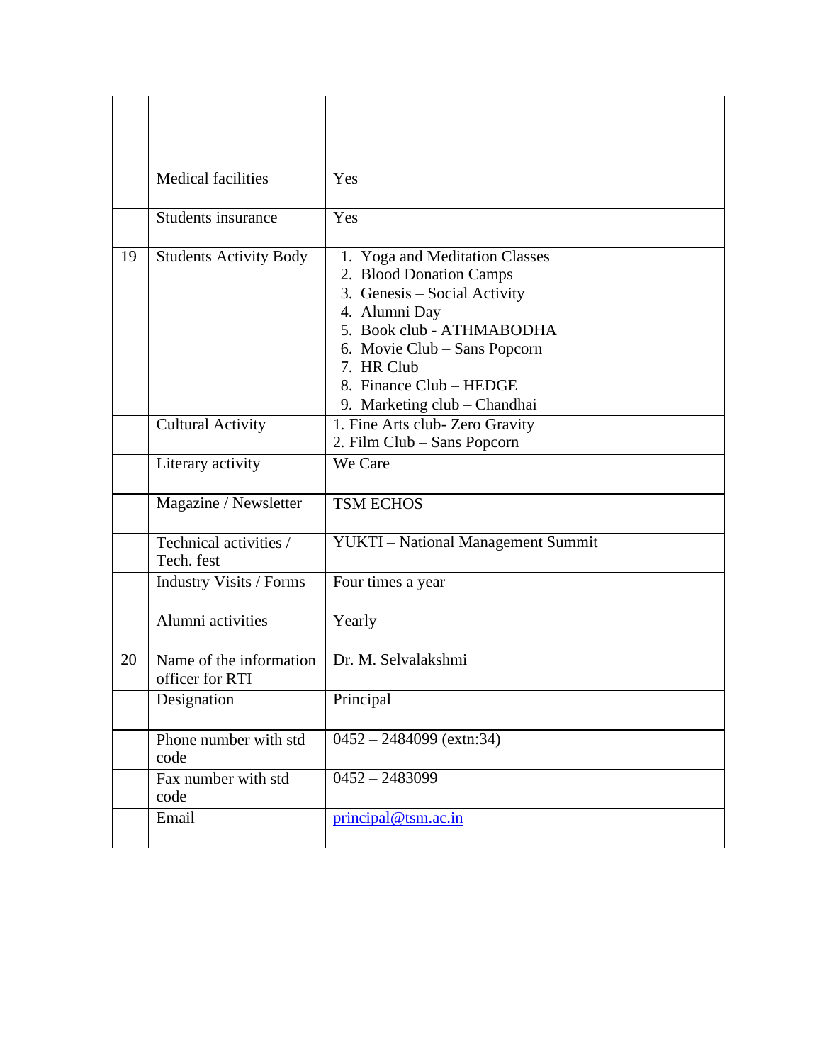| | | |
|---|---|---|
| | | |
| | Medical facilities | Yes |
| | Students insurance | Yes |
| 19 | Students Activity Body | 1. Yoga and Meditation Classes<br>2. Blood Donation Camps<br>3. Genesis – Social Activity<br>4. Alumni Day<br>5. Book club - ATHMABODHA<br>6. Movie Club – Sans Popcorn<br>7. HR Club<br>8. Finance Club – HEDGE<br>9. Marketing club – Chandhai |
| | Cultural Activity | 1. Fine Arts club- Zero Gravity<br>2. Film Club – Sans Popcorn |
| | Literary activity | We Care |
| | Magazine / Newsletter | TSM ECHOS |
| | Technical activities / Tech. fest | YUKTI – National Management Summit |
| | Industry Visits / Forms | Four times a year |
| | Alumni activities | Yearly |
| 20 | Name of the information officer for RTI | Dr. M. Selvalakshmi |
| | Designation | Principal |
| | Phone number with std code | 0452 – 2484099 (extn:34) |
| | Fax number with std code | 0452 – 2483099 |
| | Email | principal@tsm.ac.in |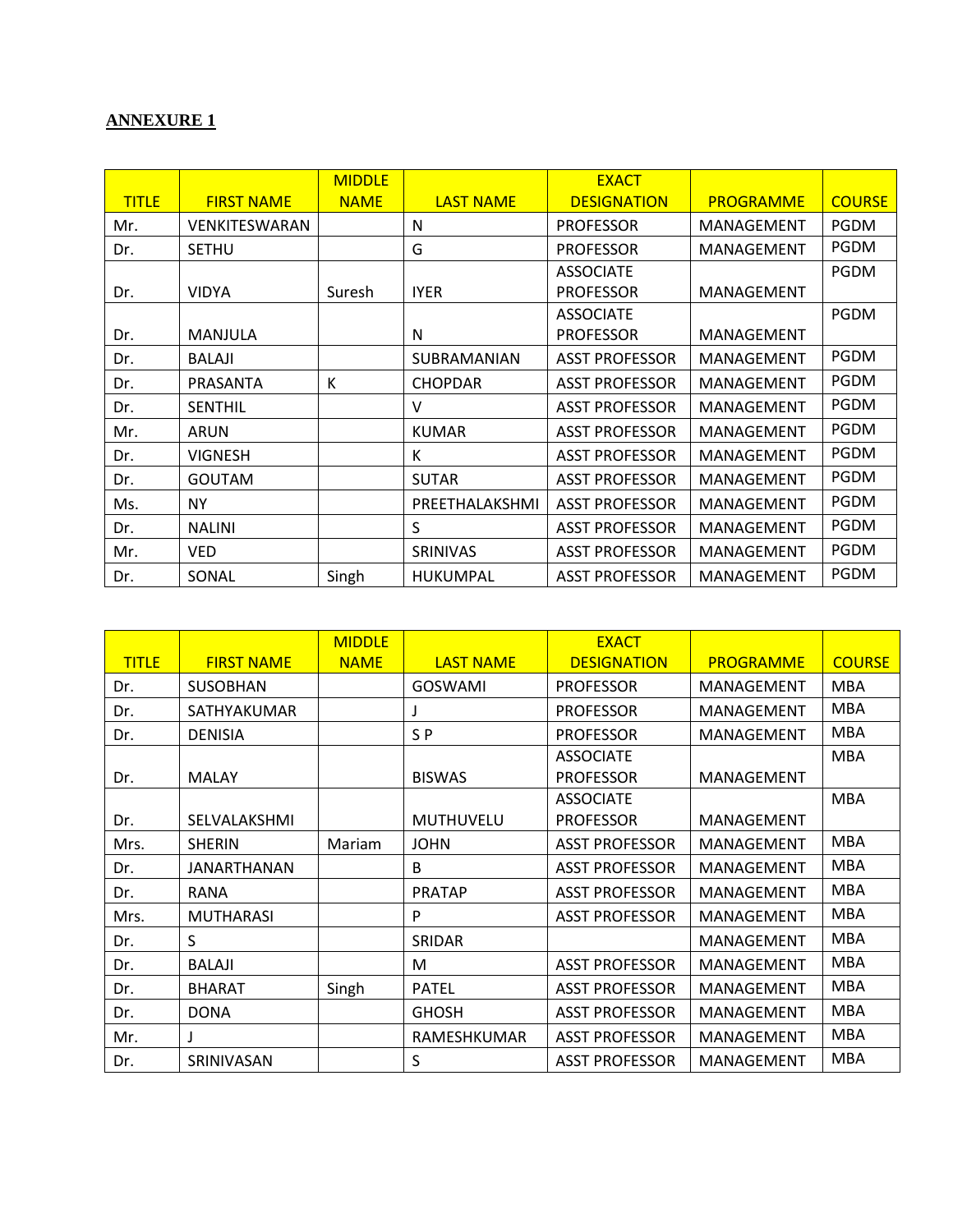**ANNEXURE 1**

| TITLE | FIRST NAME | MIDDLE NAME | LAST NAME | EXACT DESIGNATION | PROGRAMME | COURSE |
|---|---|---|---|---|---|---|
| Mr. | VENKITESWARAN | | N | PROFESSOR | MANAGEMENT | PGDM |
| Dr. | SETHU | | G | PROFESSOR | MANAGEMENT | PGDM |
| Dr. | VIDYA | Suresh | IYER | ASSOCIATE PROFESSOR | MANAGEMENT | PGDM |
| Dr. | MANJULA | | N | ASSOCIATE PROFESSOR | MANAGEMENT | PGDM |
| Dr. | BALAJI | | SUBRAMANIAN | ASST PROFESSOR | MANAGEMENT | PGDM |
| Dr. | PRASANTA | K | CHOPDAR | ASST PROFESSOR | MANAGEMENT | PGDM |
| Dr. | SENTHIL | | V | ASST PROFESSOR | MANAGEMENT | PGDM |
| Mr. | ARUN | | KUMAR | ASST PROFESSOR | MANAGEMENT | PGDM |
| Dr. | VIGNESH | | K | ASST PROFESSOR | MANAGEMENT | PGDM |
| Dr. | GOUTAM | | SUTAR | ASST PROFESSOR | MANAGEMENT | PGDM |
| Ms. | NY | | PREETHALAKSHMI | ASST PROFESSOR | MANAGEMENT | PGDM |
| Dr. | NALINI | | S | ASST PROFESSOR | MANAGEMENT | PGDM |
| Mr. | VED | | SRINIVAS | ASST PROFESSOR | MANAGEMENT | PGDM |
| Dr. | SONAL | Singh | HUKUMPAL | ASST PROFESSOR | MANAGEMENT | PGDM |

| TITLE | FIRST NAME | MIDDLE NAME | LAST NAME | EXACT DESIGNATION | PROGRAMME | COURSE |
|---|---|---|---|---|---|---|
| Dr. | SUSOBHAN | | GOSWAMI | PROFESSOR | MANAGEMENT | MBA |
| Dr. | SATHYAKUMAR | | J | PROFESSOR | MANAGEMENT | MBA |
| Dr. | DENISIA | | S P | PROFESSOR | MANAGEMENT | MBA |
| Dr. | MALAY | | BISWAS | ASSOCIATE PROFESSOR | MANAGEMENT | MBA |
| Dr. | SELVALAKSHMI | | MUTHUVELU | ASSOCIATE PROFESSOR | MANAGEMENT | MBA |
| Mrs. | SHERIN | Mariam | JOHN | ASST PROFESSOR | MANAGEMENT | MBA |
| Dr. | JANARTHANAN | | B | ASST PROFESSOR | MANAGEMENT | MBA |
| Dr. | RANA | | PRATAP | ASST PROFESSOR | MANAGEMENT | MBA |
| Mrs. | MUTHARASI | | P | ASST PROFESSOR | MANAGEMENT | MBA |
| Dr. | S | | SRIDAR | | MANAGEMENT | MBA |
| Dr. | BALAJI | | M | ASST PROFESSOR | MANAGEMENT | MBA |
| Dr. | BHARAT | Singh | PATEL | ASST PROFESSOR | MANAGEMENT | MBA |
| Dr. | DONA | | GHOSH | ASST PROFESSOR | MANAGEMENT | MBA |
| Mr. | J | | RAMESHKUMAR | ASST PROFESSOR | MANAGEMENT | MBA |
| Dr. | SRINIVASAN | | S | ASST PROFESSOR | MANAGEMENT | MBA |